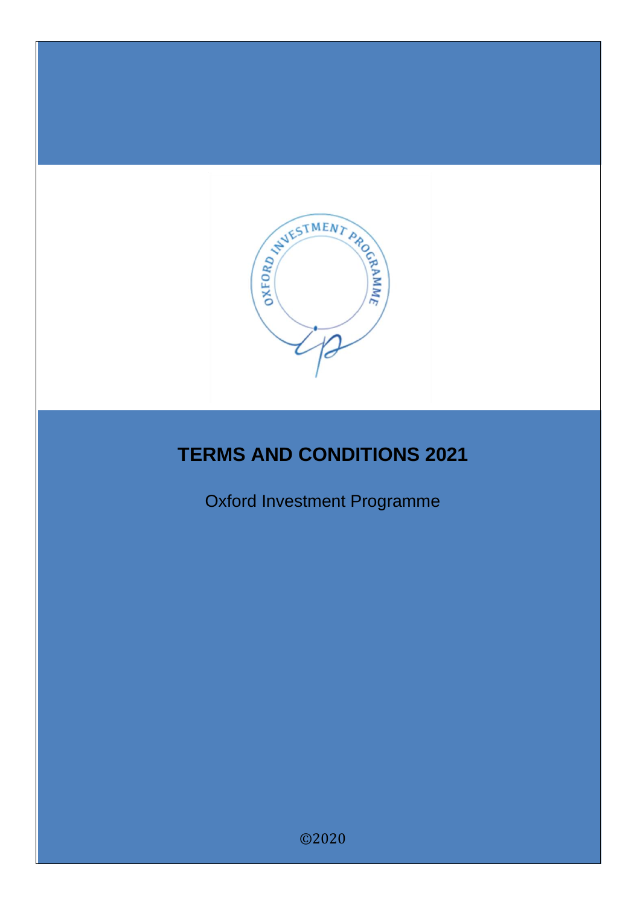# TERMS AND CONDITIONS 2021

Oxford Investment Programme

©2020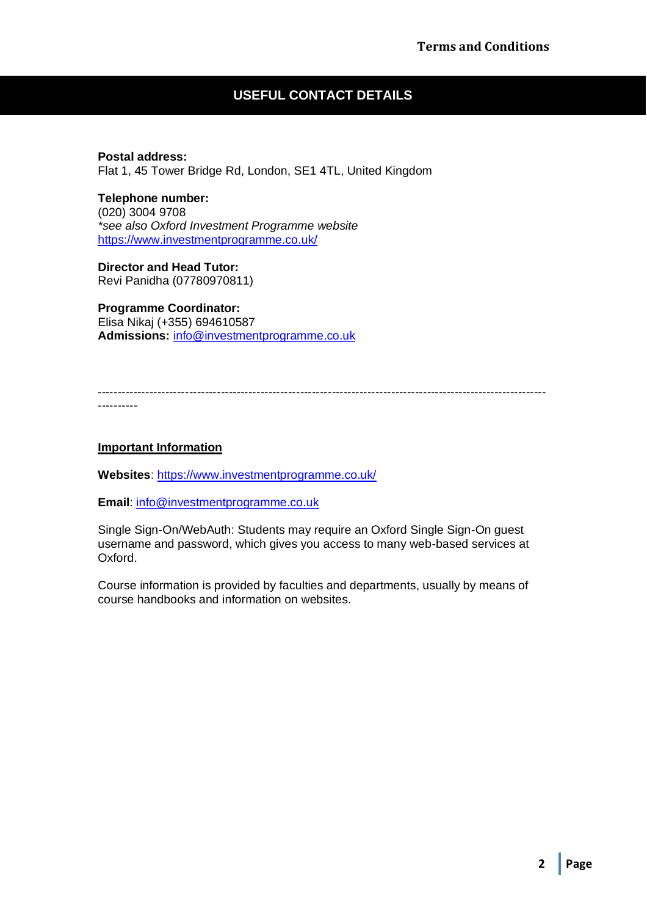## USEFUL CONTACT DETAILS

**Postal address:**
Flat 1, 45 Tower Bridge Rd, London, SE1 4TL, United Kingdom

**Telephone number:**
(020) 3004 9708
*\*see also Oxford Investment Programme website*
https://www.investmentprogramme.co.uk/

**Director and Head Tutor:**
Revi Panidha (07780970811)

**Programme Coordinator:**
Elisa Nikaj (+355) 694610587
**Admissions:** info@investmentprogramme.co.uk

---

**Important Information**

**Websites**: https://www.investmentprogramme.co.uk/

**Email**: info@investmentprogramme.co.uk

Single Sign-On/WebAuth: Students may require an Oxford Single Sign-On guest username and password, which gives you access to many web-based services at Oxford.

Course information is provided by faculties and departments, usually by means of course handbooks and information on websites.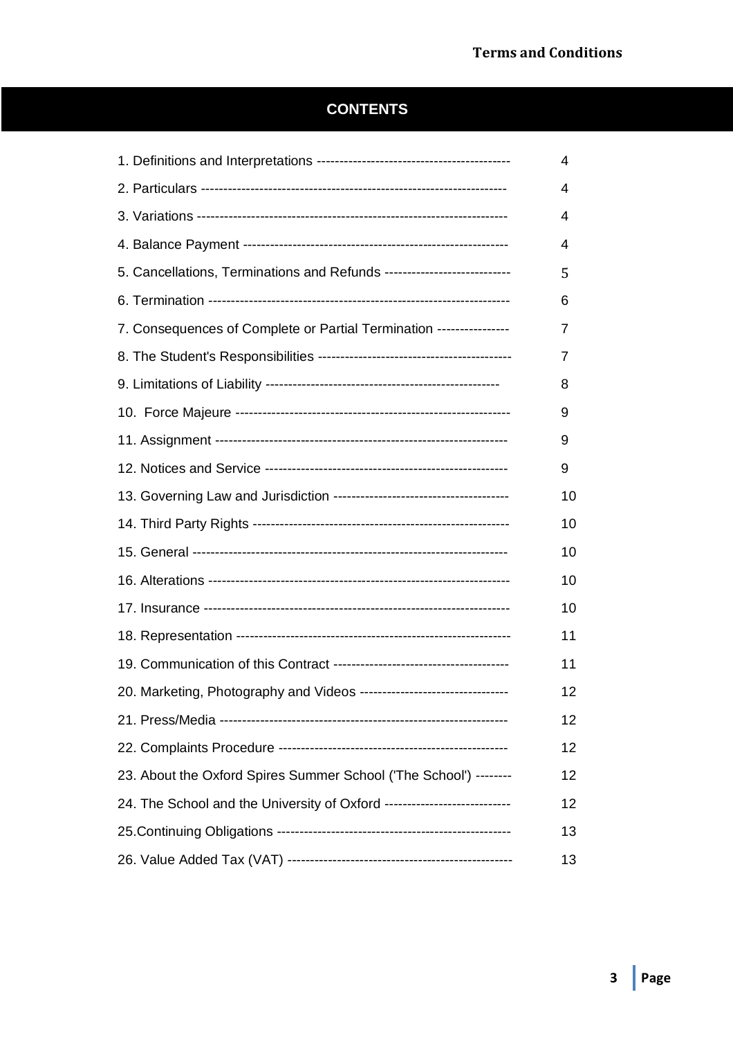# CONTENTS

| | |
|---|---|
| 1. Definitions and Interpretations | 4 |
| 2. Particulars | 4 |
| 3. Variations | 4 |
| 4. Balance Payment | 4 |
| 5. Cancellations, Terminations and Refunds | 5 |
| 6. Termination | 6 |
| 7. Consequences of Complete or Partial Termination | 7 |
| 8. The Student's Responsibilities | 7 |
| 9. Limitations of Liability | 8 |
| 10. Force Majeure | 9 |
| 11. Assignment | 9 |
| 12. Notices and Service | 9 |
| 13. Governing Law and Jurisdiction | 10 |
| 14. Third Party Rights | 10 |
| 15. General | 10 |
| 16. Alterations | 10 |
| 17. Insurance | 10 |
| 18. Representation | 11 |
| 19. Communication of this Contract | 11 |
| 20. Marketing, Photography and Videos | 12 |
| 21. Press/Media | 12 |
| 22. Complaints Procedure | 12 |
| 23. About the Oxford Spires Summer School ('The School') | 12 |
| 24. The School and the University of Oxford | 12 |
| 25.Continuing Obligations | 13 |
| 26. Value Added Tax (VAT) | 13 |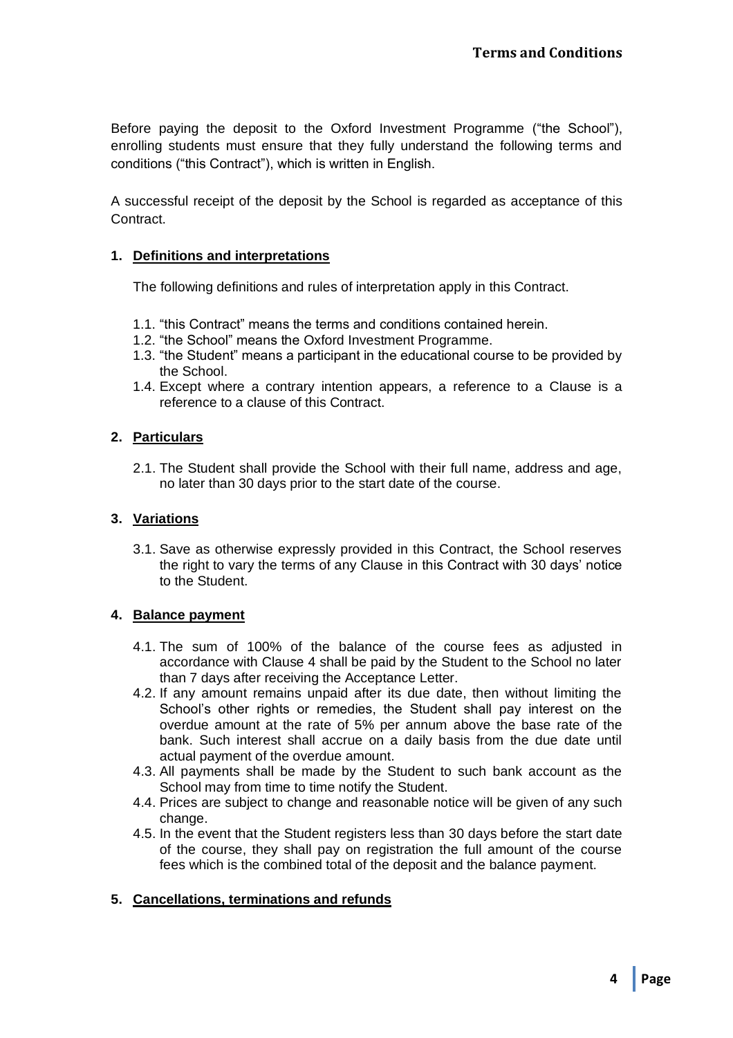Before paying the deposit to the Oxford Investment Programme ("the School"), enrolling students must ensure that they fully understand the following terms and conditions ("this Contract"), which is written in English.

A successful receipt of the deposit by the School is regarded as acceptance of this Contract.

## 1. Definitions and interpretations

The following definitions and rules of interpretation apply in this Contract.

1.1. "this Contract" means the terms and conditions contained herein.
1.2. "the School" means the Oxford Investment Programme.
1.3. "the Student" means a participant in the educational course to be provided by the School.
1.4. Except where a contrary intention appears, a reference to a Clause is a reference to a clause of this Contract.

## 2. Particulars

2.1. The Student shall provide the School with their full name, address and age, no later than 30 days prior to the start date of the course.

## 3. Variations

3.1. Save as otherwise expressly provided in this Contract, the School reserves the right to vary the terms of any Clause in this Contract with 30 days' notice to the Student.

## 4. Balance payment

4.1. The sum of 100% of the balance of the course fees as adjusted in accordance with Clause 4 shall be paid by the Student to the School no later than 7 days after receiving the Acceptance Letter.
4.2. If any amount remains unpaid after its due date, then without limiting the School's other rights or remedies, the Student shall pay interest on the overdue amount at the rate of 5% per annum above the base rate of the bank. Such interest shall accrue on a daily basis from the due date until actual payment of the overdue amount.
4.3. All payments shall be made by the Student to such bank account as the School may from time to time notify the Student.
4.4. Prices are subject to change and reasonable notice will be given of any such change.
4.5. In the event that the Student registers less than 30 days before the start date of the course, they shall pay on registration the full amount of the course fees which is the combined total of the deposit and the balance payment.

## 5. Cancellations, terminations and refunds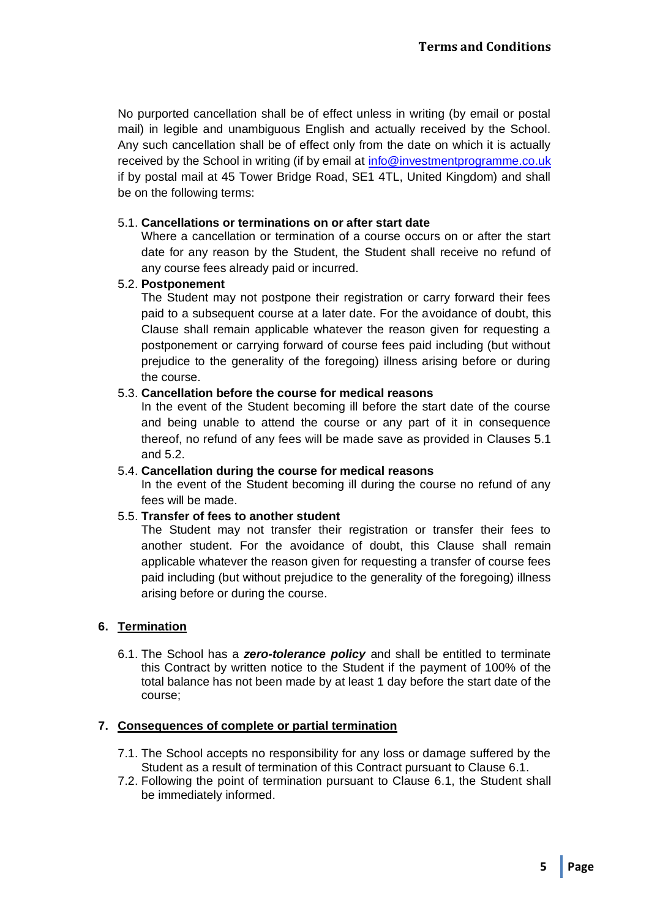No purported cancellation shall be of effect unless in writing (by email or postal mail) in legible and unambiguous English and actually received by the School. Any such cancellation shall be of effect only from the date on which it is actually received by the School in writing (if by email at [info@investmentprogramme.co.uk](mailto:info@investmentprogramme.co.uk) if by postal mail at 45 Tower Bridge Road, SE1 4TL, United Kingdom) and shall be on the following terms:

5.1. **Cancellations or terminations on or after start date**
Where a cancellation or termination of a course occurs on or after the start date for any reason by the Student, the Student shall receive no refund of any course fees already paid or incurred.

5.2. **Postponement**
The Student may not postpone their registration or carry forward their fees paid to a subsequent course at a later date. For the avoidance of doubt, this Clause shall remain applicable whatever the reason given for requesting a postponement or carrying forward of course fees paid including (but without prejudice to the generality of the foregoing) illness arising before or during the course.

5.3. **Cancellation before the course for medical reasons**
In the event of the Student becoming ill before the start date of the course and being unable to attend the course or any part of it in consequence thereof, no refund of any fees will be made save as provided in Clauses 5.1 and 5.2.

5.4. **Cancellation during the course for medical reasons**
In the event of the Student becoming ill during the course no refund of any fees will be made.

5.5. **Transfer of fees to another student**
The Student may not transfer their registration or transfer their fees to another student. For the avoidance of doubt, this Clause shall remain applicable whatever the reason given for requesting a transfer of course fees paid including (but without prejudice to the generality of the foregoing) illness arising before or during the course.

## 6. Termination

6.1. The School has a ***zero-tolerance policy*** and shall be entitled to terminate this Contract by written notice to the Student if the payment of 100% of the total balance has not been made by at least 1 day before the start date of the course;

## 7. Consequences of complete or partial termination

7.1. The School accepts no responsibility for any loss or damage suffered by the Student as a result of termination of this Contract pursuant to Clause 6.1.

7.2. Following the point of termination pursuant to Clause 6.1, the Student shall be immediately informed.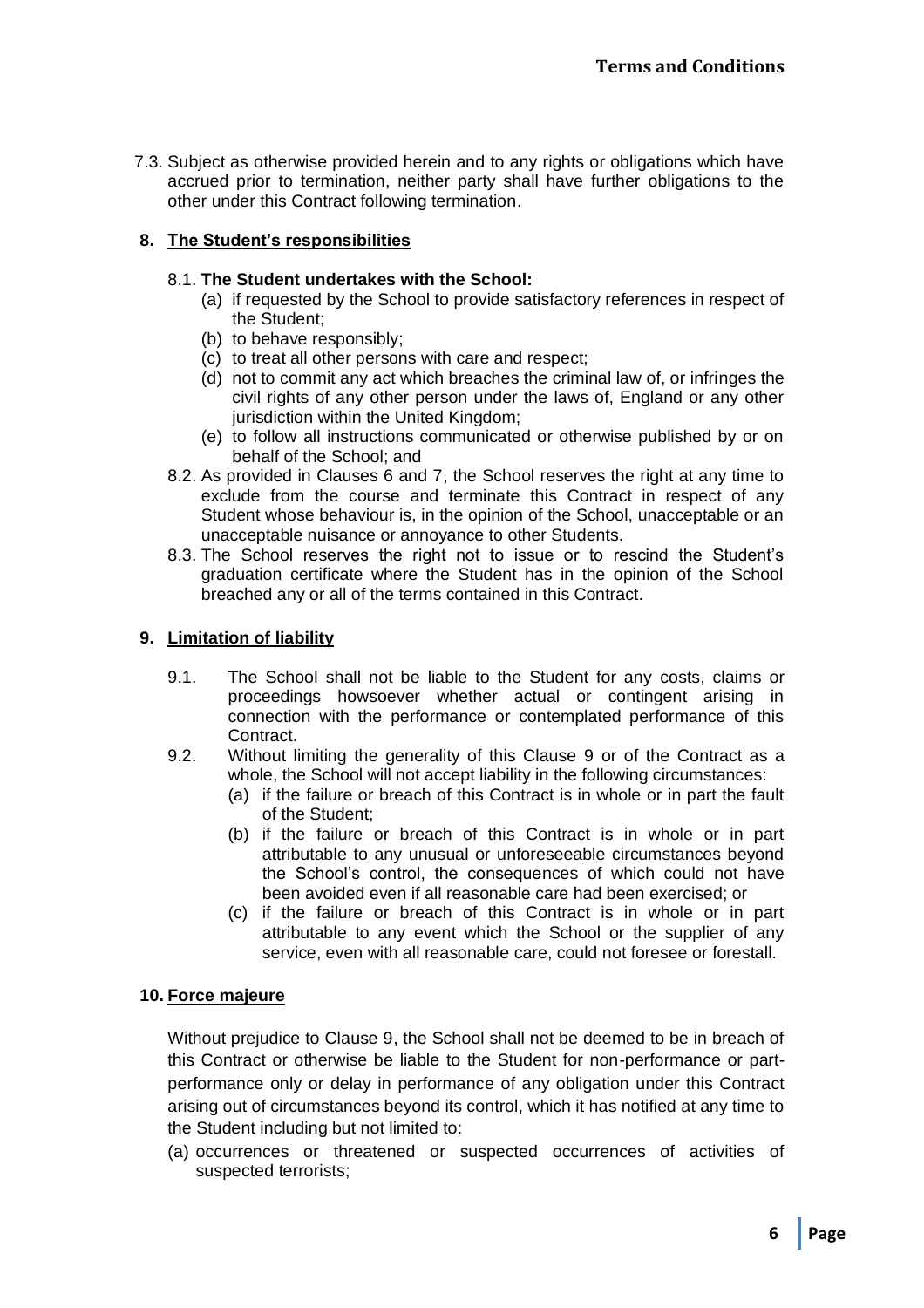7.3. Subject as otherwise provided herein and to any rights or obligations which have accrued prior to termination, neither party shall have further obligations to the other under this Contract following termination.

## 8. The Student's responsibilities

8.1. **The Student undertakes with the School:**

(a) if requested by the School to provide satisfactory references in respect of the Student;

(b) to behave responsibly;

(c) to treat all other persons with care and respect;

(d) not to commit any act which breaches the criminal law of, or infringes the civil rights of any other person under the laws of, England or any other jurisdiction within the United Kingdom;

(e) to follow all instructions communicated or otherwise published by or on behalf of the School; and

8.2. As provided in Clauses 6 and 7, the School reserves the right at any time to exclude from the course and terminate this Contract in respect of any Student whose behaviour is, in the opinion of the School, unacceptable or an unacceptable nuisance or annoyance to other Students.

8.3. The School reserves the right not to issue or to rescind the Student's graduation certificate where the Student has in the opinion of the School breached any or all of the terms contained in this Contract.

## 9. Limitation of liability

9.1. The School shall not be liable to the Student for any costs, claims or proceedings howsoever whether actual or contingent arising in connection with the performance or contemplated performance of this Contract.

9.2. Without limiting the generality of this Clause 9 or of the Contract as a whole, the School will not accept liability in the following circumstances:

(a) if the failure or breach of this Contract is in whole or in part the fault of the Student;

(b) if the failure or breach of this Contract is in whole or in part attributable to any unusual or unforeseeable circumstances beyond the School's control, the consequences of which could not have been avoided even if all reasonable care had been exercised; or

(c) if the failure or breach of this Contract is in whole or in part attributable to any event which the School or the supplier of any service, even with all reasonable care, could not foresee or forestall.

## 10. Force majeure

Without prejudice to Clause 9, the School shall not be deemed to be in breach of this Contract or otherwise be liable to the Student for non-performance or part-performance only or delay in performance of any obligation under this Contract arising out of circumstances beyond its control, which it has notified at any time to the Student including but not limited to:

(a) occurrences or threatened or suspected occurrences of activities of suspected terrorists;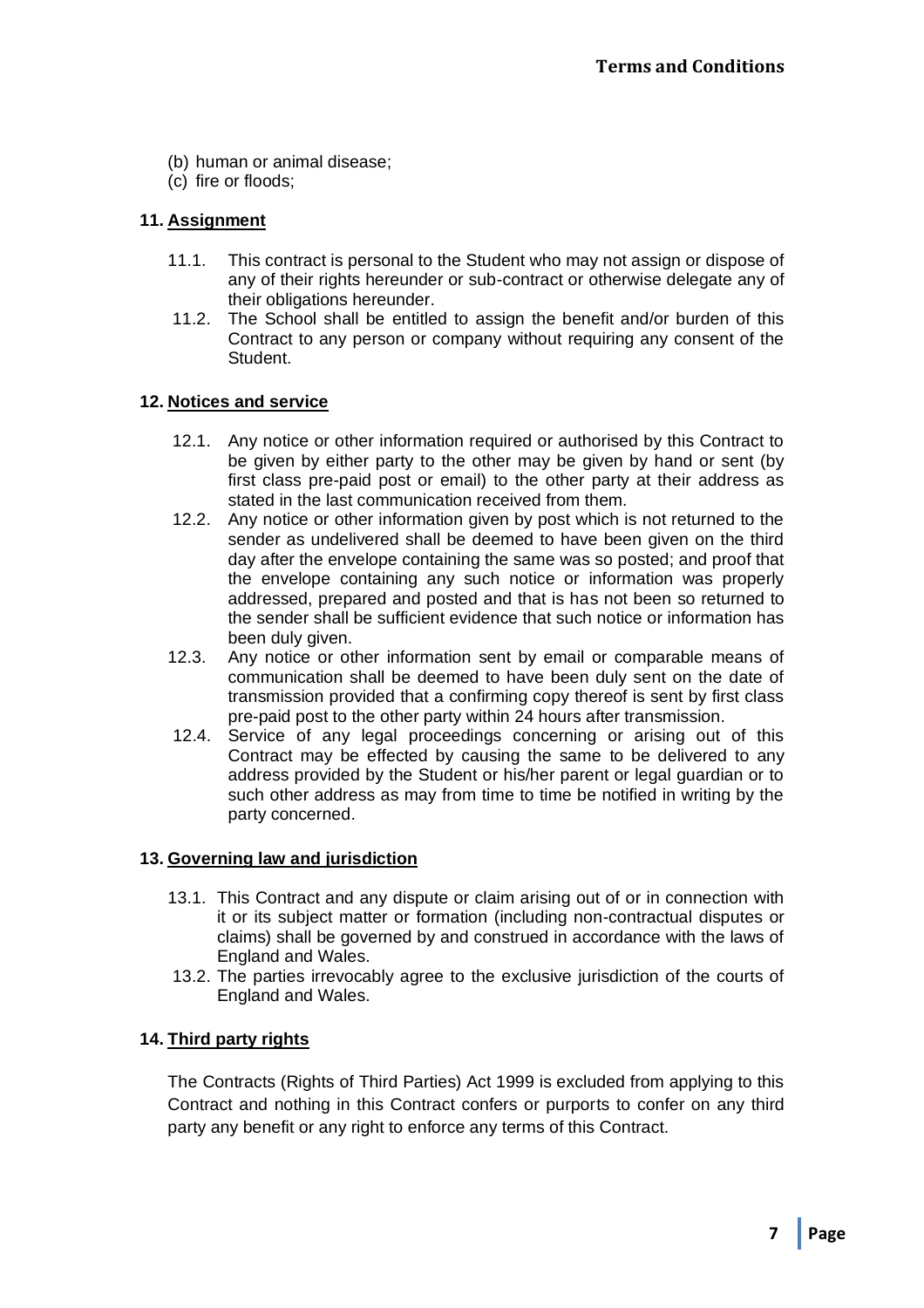(b) human or animal disease;
(c) fire or floods;

## 11. Assignment

11.1. This contract is personal to the Student who may not assign or dispose of any of their rights hereunder or sub-contract or otherwise delegate any of their obligations hereunder.

11.2. The School shall be entitled to assign the benefit and/or burden of this Contract to any person or company without requiring any consent of the Student.

## 12. Notices and service

12.1. Any notice or other information required or authorised by this Contract to be given by either party to the other may be given by hand or sent (by first class pre-paid post or email) to the other party at their address as stated in the last communication received from them.

12.2. Any notice or other information given by post which is not returned to the sender as undelivered shall be deemed to have been given on the third day after the envelope containing the same was so posted; and proof that the envelope containing any such notice or information was properly addressed, prepared and posted and that is has not been so returned to the sender shall be sufficient evidence that such notice or information has been duly given.

12.3. Any notice or other information sent by email or comparable means of communication shall be deemed to have been duly sent on the date of transmission provided that a confirming copy thereof is sent by first class pre-paid post to the other party within 24 hours after transmission.

12.4. Service of any legal proceedings concerning or arising out of this Contract may be effected by causing the same to be delivered to any address provided by the Student or his/her parent or legal guardian or to such other address as may from time to time be notified in writing by the party concerned.

## 13. Governing law and jurisdiction

13.1. This Contract and any dispute or claim arising out of or in connection with it or its subject matter or formation (including non-contractual disputes or claims) shall be governed by and construed in accordance with the laws of England and Wales.

13.2. The parties irrevocably agree to the exclusive jurisdiction of the courts of England and Wales.

## 14. Third party rights

The Contracts (Rights of Third Parties) Act 1999 is excluded from applying to this Contract and nothing in this Contract confers or purports to confer on any third party any benefit or any right to enforce any terms of this Contract.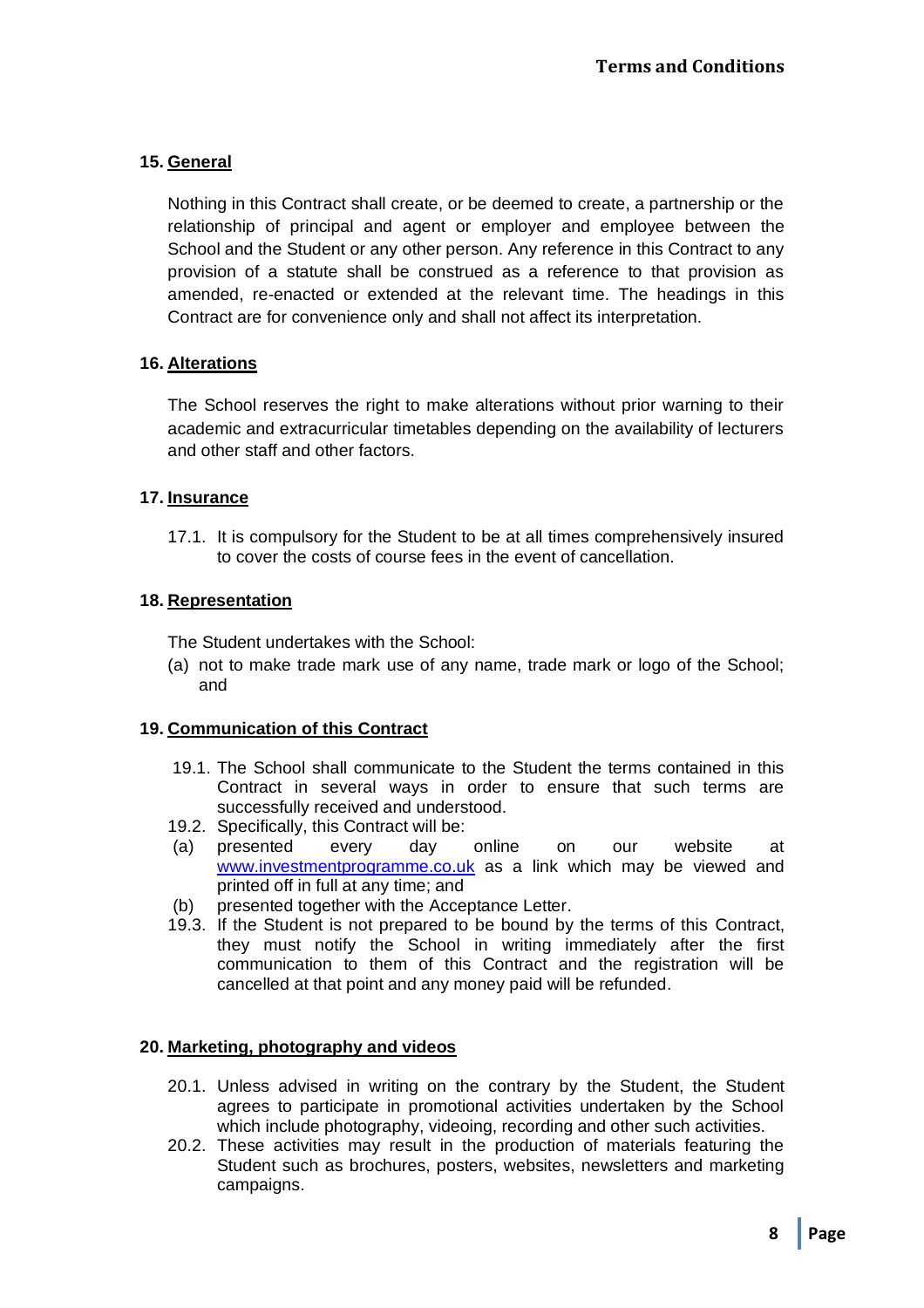## 15. General

Nothing in this Contract shall create, or be deemed to create, a partnership or the relationship of principal and agent or employer and employee between the School and the Student or any other person. Any reference in this Contract to any provision of a statute shall be construed as a reference to that provision as amended, re-enacted or extended at the relevant time. The headings in this Contract are for convenience only and shall not affect its interpretation.

## 16. Alterations

The School reserves the right to make alterations without prior warning to their academic and extracurricular timetables depending on the availability of lecturers and other staff and other factors.

## 17. Insurance

17.1. It is compulsory for the Student to be at all times comprehensively insured to cover the costs of course fees in the event of cancellation.

## 18. Representation

The Student undertakes with the School:

(a) not to make trade mark use of any name, trade mark or logo of the School; and

## 19. Communication of this Contract

19.1. The School shall communicate to the Student the terms contained in this Contract in several ways in order to ensure that such terms are successfully received and understood.

19.2. Specifically, this Contract will be:

(a) presented every day online on our website at www.investmentprogramme.co.uk as a link which may be viewed and printed off in full at any time; and

(b) presented together with the Acceptance Letter.

19.3. If the Student is not prepared to be bound by the terms of this Contract, they must notify the School in writing immediately after the first communication to them of this Contract and the registration will be cancelled at that point and any money paid will be refunded.

## 20. Marketing, photography and videos

20.1. Unless advised in writing on the contrary by the Student, the Student agrees to participate in promotional activities undertaken by the School which include photography, videoing, recording and other such activities.

20.2. These activities may result in the production of materials featuring the Student such as brochures, posters, websites, newsletters and marketing campaigns.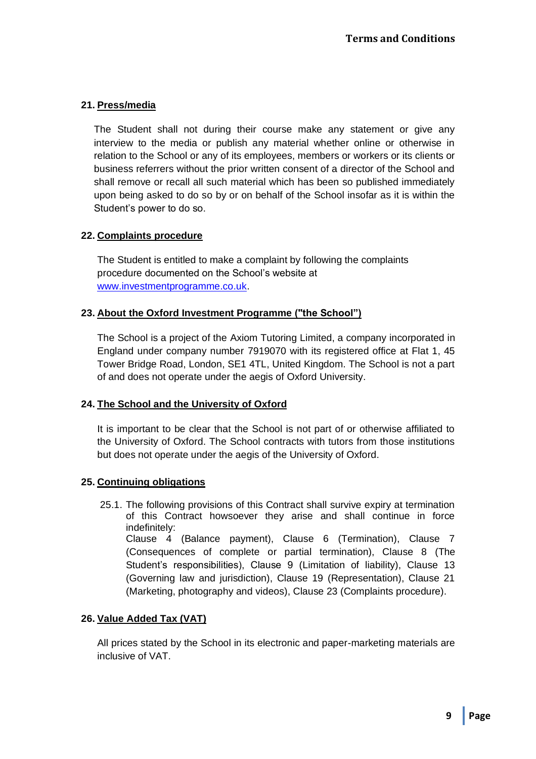## 21. Press/media

The Student shall not during their course make any statement or give any interview to the media or publish any material whether online or otherwise in relation to the School or any of its employees, members or workers or its clients or business referrers without the prior written consent of a director of the School and shall remove or recall all such material which has been so published immediately upon being asked to do so by or on behalf of the School insofar as it is within the Student's power to do so.

## 22. Complaints procedure

The Student is entitled to make a complaint by following the complaints procedure documented on the School's website at www.investmentprogramme.co.uk.

## 23. About the Oxford Investment Programme ("the School")

The School is a project of the Axiom Tutoring Limited, a company incorporated in England under company number 7919070 with its registered office at Flat 1, 45 Tower Bridge Road, London, SE1 4TL, United Kingdom. The School is not a part of and does not operate under the aegis of Oxford University.

## 24. The School and the University of Oxford

It is important to be clear that the School is not part of or otherwise affiliated to the University of Oxford. The School contracts with tutors from those institutions but does not operate under the aegis of the University of Oxford.

## 25. Continuing obligations

25.1. The following provisions of this Contract shall survive expiry at termination of this Contract howsoever they arise and shall continue in force indefinitely:
Clause 4 (Balance payment), Clause 6 (Termination), Clause 7 (Consequences of complete or partial termination), Clause 8 (The Student's responsibilities), Clause 9 (Limitation of liability), Clause 13 (Governing law and jurisdiction), Clause 19 (Representation), Clause 21 (Marketing, photography and videos), Clause 23 (Complaints procedure).

## 26. Value Added Tax (VAT)

All prices stated by the School in its electronic and paper-marketing materials are inclusive of VAT.